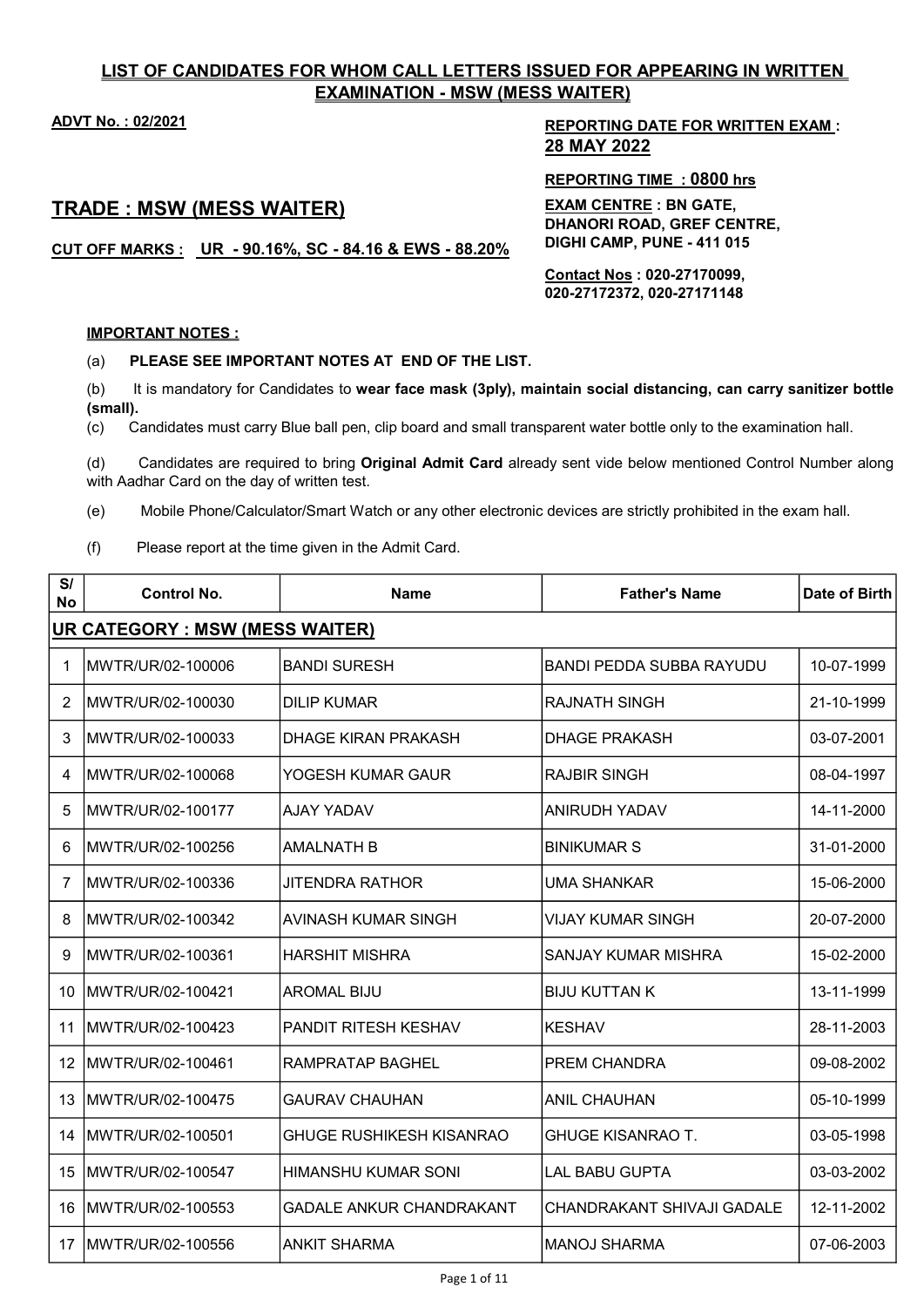## LIST OF CANDIDATES FOR WHOM CALL LETTERS ISSUED FOR APPEARING IN WRITTEN EXAMINATION - MSW (MESS WAITER)

**ADVT No. : 02/2021**

**REPORTING DATE FOR WRITTEN EXAM : 28 MAY 2022**

**REPORTING TIME : 0800 hrs**

## TRADE : MSW (MESS WAITER)

**EXAM CENTRE : BN GATE, DHANORI ROAD, GREF CENTRE, DIGHI CAMP, PUNE - 411 015**

**CUT OFF MARKS : UR - 90.16%, SC - 84.16 & EWS - 88.20%**

**Contact Nos : 020-27170099, 020-27172372, 020-27171148**

**IMPORTANT NOTES :**

(a) **PLEASE SEE IMPORTANT NOTES AT END OF THE LIST.**

(b) It is mandatory for Candidates to **wear face mask (3ply), maintain social distancing, can carry sanitizer bottle (small).**

(c) Candidates must carry Blue ball pen, clip board and small transparent water bottle only to the examination hall.

(d) Candidates are required to bring **Original Admit Card** already sent vide below mentioned Control Number along with Aadhar Card on the day of written test.

(e) Mobile Phone/Calculator/Smart Watch or any other electronic devices are strictly prohibited in the exam hall.

(f) Please report at the time given in the Admit Card.

| S/ No | Control No. | Name | Father's Name | Date of Birth |
|---|---|---|---|---|
| **UR CATEGORY : MSW (MESS WAITER)** | | | | |
| 1 | MWTR/UR/02-100006 | BANDI SURESH | BANDI PEDDA SUBBA RAYUDU | 10-07-1999 |
| 2 | MWTR/UR/02-100030 | DILIP KUMAR | RAJNATH SINGH | 21-10-1999 |
| 3 | MWTR/UR/02-100033 | DHAGE KIRAN PRAKASH | DHAGE PRAKASH | 03-07-2001 |
| 4 | MWTR/UR/02-100068 | YOGESH KUMAR GAUR | RAJBIR SINGH | 08-04-1997 |
| 5 | MWTR/UR/02-100177 | AJAY YADAV | ANIRUDH YADAV | 14-11-2000 |
| 6 | MWTR/UR/02-100256 | AMALNATH B | BINIKUMAR S | 31-01-2000 |
| 7 | MWTR/UR/02-100336 | JITENDRA RATHOR | UMA SHANKAR | 15-06-2000 |
| 8 | MWTR/UR/02-100342 | AVINASH KUMAR SINGH | VIJAY KUMAR SINGH | 20-07-2000 |
| 9 | MWTR/UR/02-100361 | HARSHIT MISHRA | SANJAY KUMAR MISHRA | 15-02-2000 |
| 10 | MWTR/UR/02-100421 | AROMAL BIJU | BIJU KUTTAN K | 13-11-1999 |
| 11 | MWTR/UR/02-100423 | PANDIT RITESH KESHAV | KESHAV | 28-11-2003 |
| 12 | MWTR/UR/02-100461 | RAMPRATAP BAGHEL | PREM CHANDRA | 09-08-2002 |
| 13 | MWTR/UR/02-100475 | GAURAV CHAUHAN | ANIL CHAUHAN | 05-10-1999 |
| 14 | MWTR/UR/02-100501 | GHUGE RUSHIKESH KISANRAO | GHUGE KISANRAO T. | 03-05-1998 |
| 15 | MWTR/UR/02-100547 | HIMANSHU KUMAR SONI | LAL BABU GUPTA | 03-03-2002 |
| 16 | MWTR/UR/02-100553 | GADALE ANKUR CHANDRAKANT | CHANDRAKANT SHIVAJI GADALE | 12-11-2002 |
| 17 | MWTR/UR/02-100556 | ANKIT SHARMA | MANOJ SHARMA | 07-06-2003 |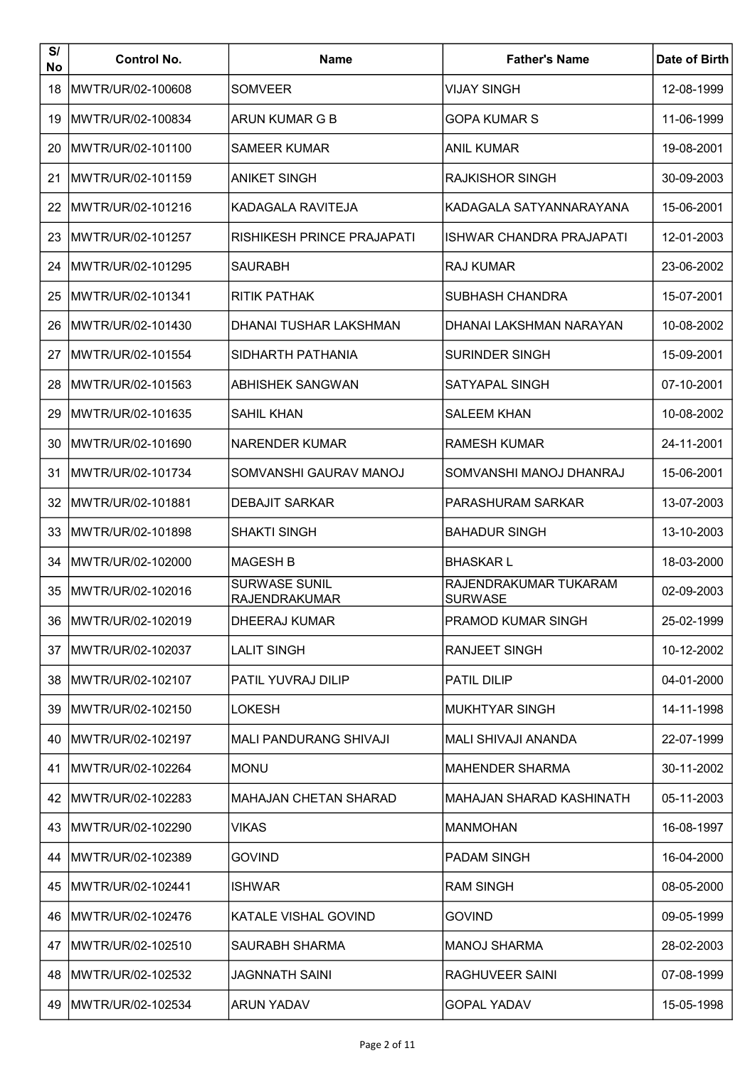| S/ No | Control No. | Name | Father's Name | Date of Birth |
| --- | --- | --- | --- | --- |
| 18 | MWTR/UR/02-100608 | SOMVEER | VIJAY SINGH | 12-08-1999 |
| 19 | MWTR/UR/02-100834 | ARUN KUMAR G B | GOPA KUMAR S | 11-06-1999 |
| 20 | MWTR/UR/02-101100 | SAMEER KUMAR | ANIL KUMAR | 19-08-2001 |
| 21 | MWTR/UR/02-101159 | ANIKET SINGH | RAJKISHOR SINGH | 30-09-2003 |
| 22 | MWTR/UR/02-101216 | KADAGALA RAVITEJA | KADAGALA SATYANNARAYANA | 15-06-2001 |
| 23 | MWTR/UR/02-101257 | RISHIKESH PRINCE PRAJAPATI | ISHWAR CHANDRA PRAJAPATI | 12-01-2003 |
| 24 | MWTR/UR/02-101295 | SAURABH | RAJ KUMAR | 23-06-2002 |
| 25 | MWTR/UR/02-101341 | RITIK PATHAK | SUBHASH CHANDRA | 15-07-2001 |
| 26 | MWTR/UR/02-101430 | DHANAI TUSHAR LAKSHMAN | DHANAI LAKSHMAN NARAYAN | 10-08-2002 |
| 27 | MWTR/UR/02-101554 | SIDHARTH PATHANIA | SURINDER SINGH | 15-09-2001 |
| 28 | MWTR/UR/02-101563 | ABHISHEK SANGWAN | SATYAPAL SINGH | 07-10-2001 |
| 29 | MWTR/UR/02-101635 | SAHIL KHAN | SALEEM KHAN | 10-08-2002 |
| 30 | MWTR/UR/02-101690 | NARENDER KUMAR | RAMESH KUMAR | 24-11-2001 |
| 31 | MWTR/UR/02-101734 | SOMVANSHI GAURAV MANOJ | SOMVANSHI MANOJ DHANRAJ | 15-06-2001 |
| 32 | MWTR/UR/02-101881 | DEBAJIT SARKAR | PARASHURAM SARKAR | 13-07-2003 |
| 33 | MWTR/UR/02-101898 | SHAKTI SINGH | BAHADUR SINGH | 13-10-2003 |
| 34 | MWTR/UR/02-102000 | MAGESH B | BHASKAR L | 18-03-2000 |
| 35 | MWTR/UR/02-102016 | SURWASE SUNIL RAJENDRAKUMAR | RAJENDRAKUMAR TUKARAM SURWASE | 02-09-2003 |
| 36 | MWTR/UR/02-102019 | DHEERAJ KUMAR | PRAMOD KUMAR SINGH | 25-02-1999 |
| 37 | MWTR/UR/02-102037 | LALIT SINGH | RANJEET SINGH | 10-12-2002 |
| 38 | MWTR/UR/02-102107 | PATIL YUVRAJ DILIP | PATIL DILIP | 04-01-2000 |
| 39 | MWTR/UR/02-102150 | LOKESH | MUKHTYAR SINGH | 14-11-1998 |
| 40 | MWTR/UR/02-102197 | MALI PANDURANG SHIVAJI | MALI SHIVAJI ANANDA | 22-07-1999 |
| 41 | MWTR/UR/02-102264 | MONU | MAHENDER SHARMA | 30-11-2002 |
| 42 | MWTR/UR/02-102283 | MAHAJAN CHETAN SHARAD | MAHAJAN SHARAD KASHINATH | 05-11-2003 |
| 43 | MWTR/UR/02-102290 | VIKAS | MANMOHAN | 16-08-1997 |
| 44 | MWTR/UR/02-102389 | GOVIND | PADAM SINGH | 16-04-2000 |
| 45 | MWTR/UR/02-102441 | ISHWAR | RAM SINGH | 08-05-2000 |
| 46 | MWTR/UR/02-102476 | KATALE VISHAL GOVIND | GOVIND | 09-05-1999 |
| 47 | MWTR/UR/02-102510 | SAURABH SHARMA | MANOJ SHARMA | 28-02-2003 |
| 48 | MWTR/UR/02-102532 | JAGNNATH SAINI | RAGHUVEER SAINI | 07-08-1999 |
| 49 | MWTR/UR/02-102534 | ARUN YADAV | GOPAL YADAV | 15-05-1998 |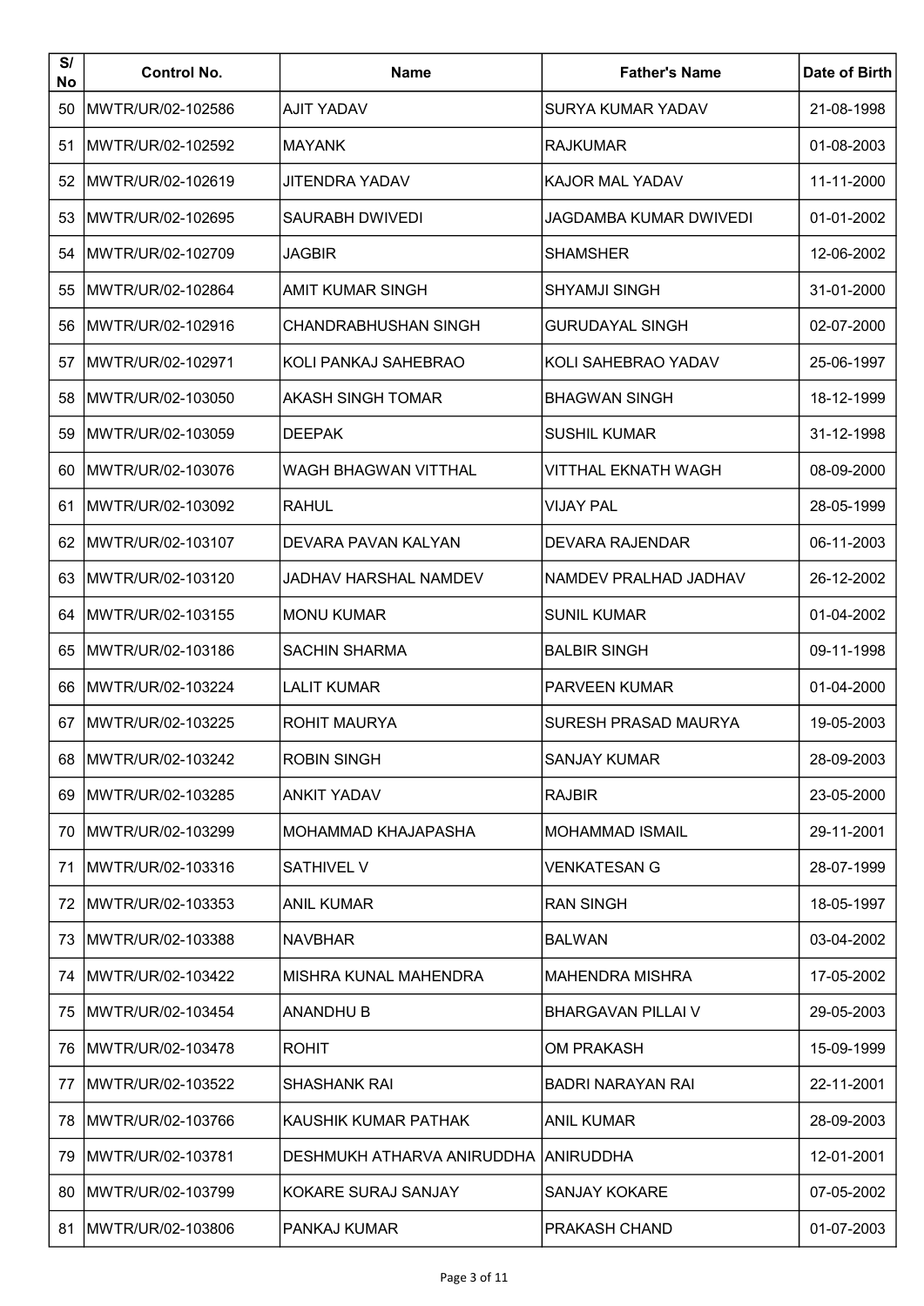| S/ No | Control No. | Name | Father's Name | Date of Birth |
|---|---|---|---|---|
| 50 | MWTR/UR/02-102586 | AJIT YADAV | SURYA KUMAR YADAV | 21-08-1998 |
| 51 | MWTR/UR/02-102592 | MAYANK | RAJKUMAR | 01-08-2003 |
| 52 | MWTR/UR/02-102619 | JITENDRA YADAV | KAJOR MAL YADAV | 11-11-2000 |
| 53 | MWTR/UR/02-102695 | SAURABH DWIVEDI | JAGDAMBA KUMAR DWIVEDI | 01-01-2002 |
| 54 | MWTR/UR/02-102709 | JAGBIR | SHAMSHER | 12-06-2002 |
| 55 | MWTR/UR/02-102864 | AMIT KUMAR SINGH | SHYAMJI SINGH | 31-01-2000 |
| 56 | MWTR/UR/02-102916 | CHANDRABHUSHAN SINGH | GURUDAYAL SINGH | 02-07-2000 |
| 57 | MWTR/UR/02-102971 | KOLI PANKAJ SAHEBRAO | KOLI SAHEBRAO YADAV | 25-06-1997 |
| 58 | MWTR/UR/02-103050 | AKASH SINGH TOMAR | BHAGWAN SINGH | 18-12-1999 |
| 59 | MWTR/UR/02-103059 | DEEPAK | SUSHIL KUMAR | 31-12-1998 |
| 60 | MWTR/UR/02-103076 | WAGH BHAGWAN VITTHAL | VITTHAL EKNATH WAGH | 08-09-2000 |
| 61 | MWTR/UR/02-103092 | RAHUL | VIJAY PAL | 28-05-1999 |
| 62 | MWTR/UR/02-103107 | DEVARA PAVAN KALYAN | DEVARA RAJENDAR | 06-11-2003 |
| 63 | MWTR/UR/02-103120 | JADHAV HARSHAL NAMDEV | NAMDEV PRALHAD JADHAV | 26-12-2002 |
| 64 | MWTR/UR/02-103155 | MONU KUMAR | SUNIL KUMAR | 01-04-2002 |
| 65 | MWTR/UR/02-103186 | SACHIN SHARMA | BALBIR SINGH | 09-11-1998 |
| 66 | MWTR/UR/02-103224 | LALIT KUMAR | PARVEEN KUMAR | 01-04-2000 |
| 67 | MWTR/UR/02-103225 | ROHIT MAURYA | SURESH PRASAD MAURYA | 19-05-2003 |
| 68 | MWTR/UR/02-103242 | ROBIN SINGH | SANJAY KUMAR | 28-09-2003 |
| 69 | MWTR/UR/02-103285 | ANKIT YADAV | RAJBIR | 23-05-2000 |
| 70 | MWTR/UR/02-103299 | MOHAMMAD KHAJAPASHA | MOHAMMAD ISMAIL | 29-11-2001 |
| 71 | MWTR/UR/02-103316 | SATHIVEL V | VENKATESAN G | 28-07-1999 |
| 72 | MWTR/UR/02-103353 | ANIL KUMAR | RAN SINGH | 18-05-1997 |
| 73 | MWTR/UR/02-103388 | NAVBHAR | BALWAN | 03-04-2002 |
| 74 | MWTR/UR/02-103422 | MISHRA KUNAL MAHENDRA | MAHENDRA MISHRA | 17-05-2002 |
| 75 | MWTR/UR/02-103454 | ANANDHU B | BHARGAVAN PILLAI V | 29-05-2003 |
| 76 | MWTR/UR/02-103478 | ROHIT | OM PRAKASH | 15-09-1999 |
| 77 | MWTR/UR/02-103522 | SHASHANK RAI | BADRI NARAYAN RAI | 22-11-2001 |
| 78 | MWTR/UR/02-103766 | KAUSHIK KUMAR PATHAK | ANIL KUMAR | 28-09-2003 |
| 79 | MWTR/UR/02-103781 | DESHMUKH ATHARVA ANIRUDDHA | ANIRUDDHA | 12-01-2001 |
| 80 | MWTR/UR/02-103799 | KOKARE SURAJ SANJAY | SANJAY KOKARE | 07-05-2002 |
| 81 | MWTR/UR/02-103806 | PANKAJ KUMAR | PRAKASH CHAND | 01-07-2003 |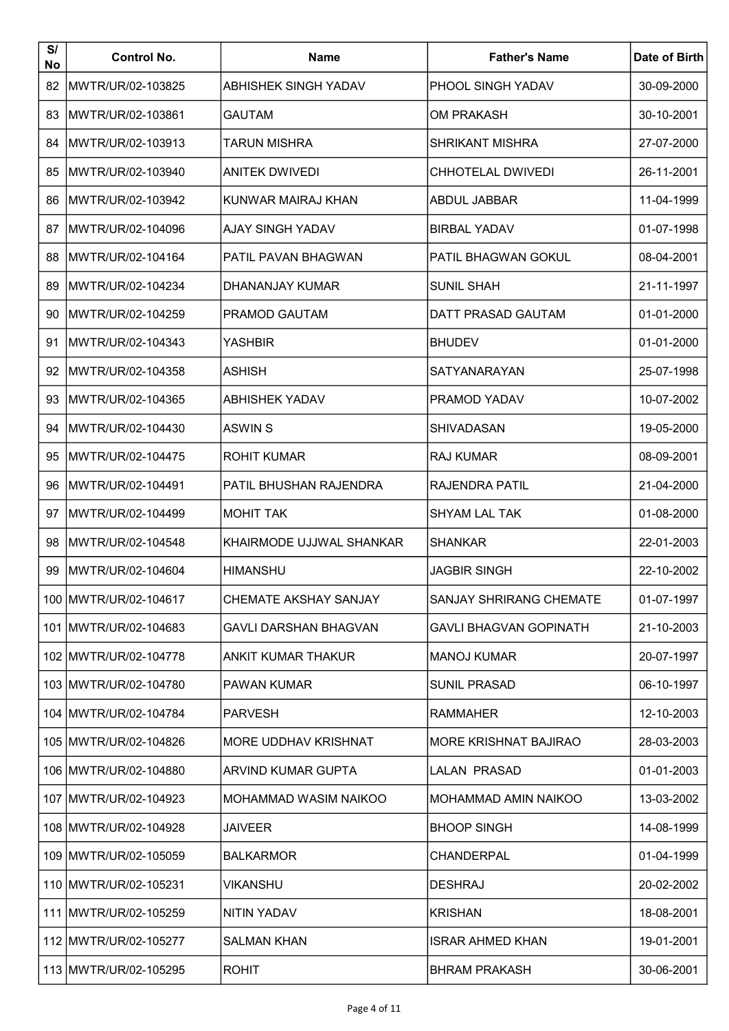| S/ No | Control No. | Name | Father's Name | Date of Birth |
|---|---|---|---|---|
| 82 | MWTR/UR/02-103825 | ABHISHEK SINGH YADAV | PHOOL SINGH YADAV | 30-09-2000 |
| 83 | MWTR/UR/02-103861 | GAUTAM | OM PRAKASH | 30-10-2001 |
| 84 | MWTR/UR/02-103913 | TARUN MISHRA | SHRIKANT MISHRA | 27-07-2000 |
| 85 | MWTR/UR/02-103940 | ANITEK DWIVEDI | CHHOTELAL DWIVEDI | 26-11-2001 |
| 86 | MWTR/UR/02-103942 | KUNWAR MAIRAJ KHAN | ABDUL JABBAR | 11-04-1999 |
| 87 | MWTR/UR/02-104096 | AJAY SINGH YADAV | BIRBAL YADAV | 01-07-1998 |
| 88 | MWTR/UR/02-104164 | PATIL PAVAN BHAGWAN | PATIL BHAGWAN GOKUL | 08-04-2001 |
| 89 | MWTR/UR/02-104234 | DHANANJAY KUMAR | SUNIL SHAH | 21-11-1997 |
| 90 | MWTR/UR/02-104259 | PRAMOD GAUTAM | DATT PRASAD GAUTAM | 01-01-2000 |
| 91 | MWTR/UR/02-104343 | YASHBIR | BHUDEV | 01-01-2000 |
| 92 | MWTR/UR/02-104358 | ASHISH | SATYANARAYAN | 25-07-1998 |
| 93 | MWTR/UR/02-104365 | ABHISHEK YADAV | PRAMOD YADAV | 10-07-2002 |
| 94 | MWTR/UR/02-104430 | ASWIN S | SHIVADASAN | 19-05-2000 |
| 95 | MWTR/UR/02-104475 | ROHIT KUMAR | RAJ KUMAR | 08-09-2001 |
| 96 | MWTR/UR/02-104491 | PATIL BHUSHAN RAJENDRA | RAJENDRA PATIL | 21-04-2000 |
| 97 | MWTR/UR/02-104499 | MOHIT TAK | SHYAM LAL TAK | 01-08-2000 |
| 98 | MWTR/UR/02-104548 | KHAIRMODE UJJWAL SHANKAR | SHANKAR | 22-01-2003 |
| 99 | MWTR/UR/02-104604 | HIMANSHU | JAGBIR SINGH | 22-10-2002 |
| 100 | MWTR/UR/02-104617 | CHEMATE AKSHAY SANJAY | SANJAY SHRIRANG CHEMATE | 01-07-1997 |
| 101 | MWTR/UR/02-104683 | GAVLI DARSHAN BHAGVAN | GAVLI BHAGVAN GOPINATH | 21-10-2003 |
| 102 | MWTR/UR/02-104778 | ANKIT KUMAR THAKUR | MANOJ KUMAR | 20-07-1997 |
| 103 | MWTR/UR/02-104780 | PAWAN KUMAR | SUNIL PRASAD | 06-10-1997 |
| 104 | MWTR/UR/02-104784 | PARVESH | RAMMAHER | 12-10-2003 |
| 105 | MWTR/UR/02-104826 | MORE UDDHAV KRISHNAT | MORE KRISHNAT BAJIRAO | 28-03-2003 |
| 106 | MWTR/UR/02-104880 | ARVIND KUMAR GUPTA | LALAN PRASAD | 01-01-2003 |
| 107 | MWTR/UR/02-104923 | MOHAMMAD WASIM NAIKOO | MOHAMMAD AMIN NAIKOO | 13-03-2002 |
| 108 | MWTR/UR/02-104928 | JAIVEER | BHOOP SINGH | 14-08-1999 |
| 109 | MWTR/UR/02-105059 | BALKARMOR | CHANDERPAL | 01-04-1999 |
| 110 | MWTR/UR/02-105231 | VIKANSHU | DESHRAJ | 20-02-2002 |
| 111 | MWTR/UR/02-105259 | NITIN YADAV | KRISHAN | 18-08-2001 |
| 112 | MWTR/UR/02-105277 | SALMAN KHAN | ISRAR AHMED KHAN | 19-01-2001 |
| 113 | MWTR/UR/02-105295 | ROHIT | BHRAM PRAKASH | 30-06-2001 |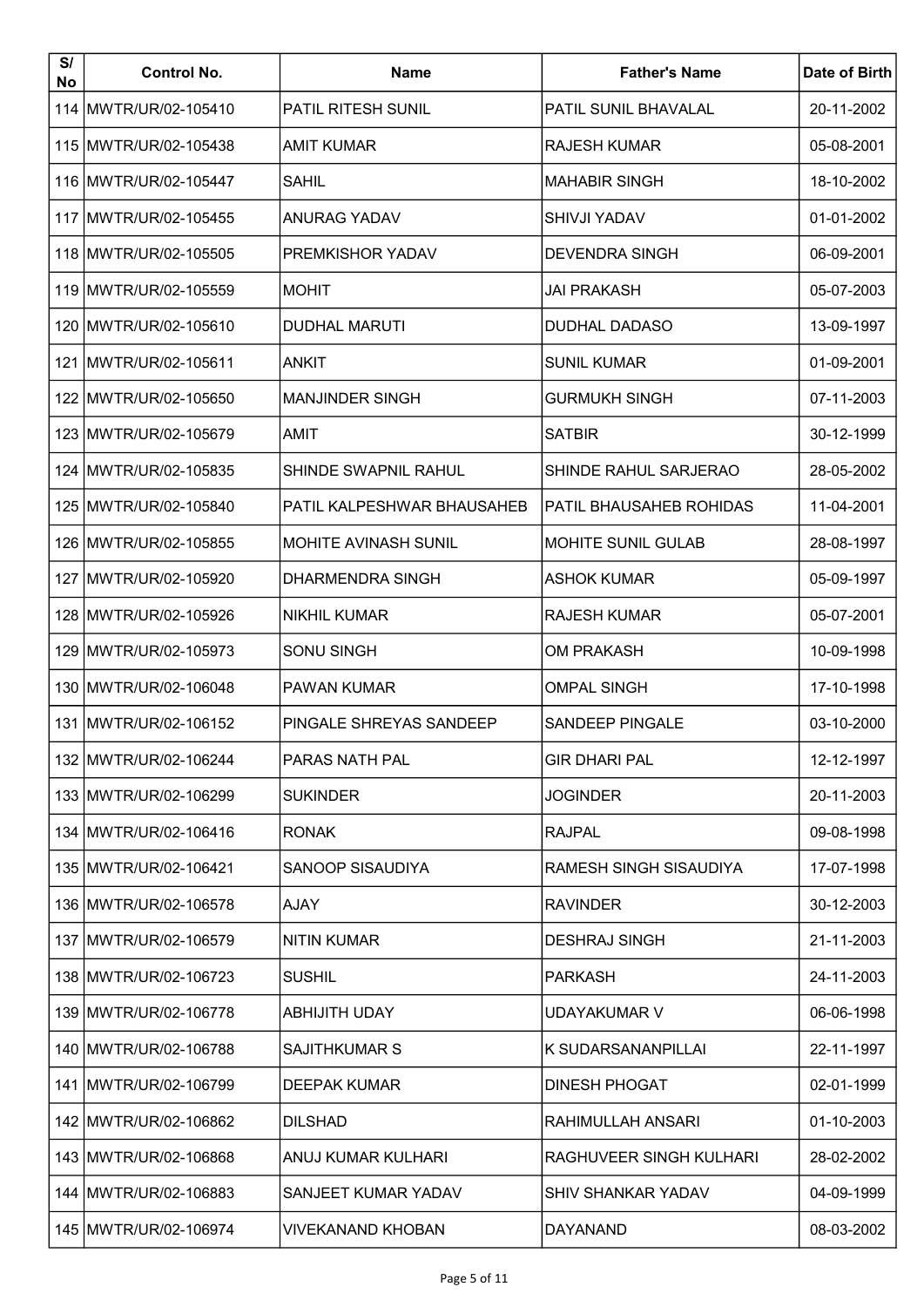| S/ No | Control No. | Name | Father's Name | Date of Birth |
|---|---|---|---|---|
| 114 | MWTR/UR/02-105410 | PATIL RITESH SUNIL | PATIL SUNIL BHAVALAL | 20-11-2002 |
| 115 | MWTR/UR/02-105438 | AMIT KUMAR | RAJESH KUMAR | 05-08-2001 |
| 116 | MWTR/UR/02-105447 | SAHIL | MAHABIR SINGH | 18-10-2002 |
| 117 | MWTR/UR/02-105455 | ANURAG YADAV | SHIVJI YADAV | 01-01-2002 |
| 118 | MWTR/UR/02-105505 | PREMKISHOR YADAV | DEVENDRA SINGH | 06-09-2001 |
| 119 | MWTR/UR/02-105559 | MOHIT | JAI PRAKASH | 05-07-2003 |
| 120 | MWTR/UR/02-105610 | DUDHAL MARUTI | DUDHAL DADASO | 13-09-1997 |
| 121 | MWTR/UR/02-105611 | ANKIT | SUNIL KUMAR | 01-09-2001 |
| 122 | MWTR/UR/02-105650 | MANJINDER SINGH | GURMUKH SINGH | 07-11-2003 |
| 123 | MWTR/UR/02-105679 | AMIT | SATBIR | 30-12-1999 |
| 124 | MWTR/UR/02-105835 | SHINDE SWAPNIL RAHUL | SHINDE RAHUL SARJERAO | 28-05-2002 |
| 125 | MWTR/UR/02-105840 | PATIL KALPESHWAR BHAUSAHEB | PATIL BHAUSAHEB ROHIDAS | 11-04-2001 |
| 126 | MWTR/UR/02-105855 | MOHITE AVINASH SUNIL | MOHITE SUNIL GULAB | 28-08-1997 |
| 127 | MWTR/UR/02-105920 | DHARMENDRA SINGH | ASHOK KUMAR | 05-09-1997 |
| 128 | MWTR/UR/02-105926 | NIKHIL KUMAR | RAJESH KUMAR | 05-07-2001 |
| 129 | MWTR/UR/02-105973 | SONU SINGH | OM PRAKASH | 10-09-1998 |
| 130 | MWTR/UR/02-106048 | PAWAN KUMAR | OMPAL SINGH | 17-10-1998 |
| 131 | MWTR/UR/02-106152 | PINGALE SHREYAS SANDEEP | SANDEEP PINGALE | 03-10-2000 |
| 132 | MWTR/UR/02-106244 | PARAS NATH PAL | GIR DHARI PAL | 12-12-1997 |
| 133 | MWTR/UR/02-106299 | SUKINDER | JOGINDER | 20-11-2003 |
| 134 | MWTR/UR/02-106416 | RONAK | RAJPAL | 09-08-1998 |
| 135 | MWTR/UR/02-106421 | SANOOP SISAUDIYA | RAMESH SINGH SISAUDIYA | 17-07-1998 |
| 136 | MWTR/UR/02-106578 | AJAY | RAVINDER | 30-12-2003 |
| 137 | MWTR/UR/02-106579 | NITIN KUMAR | DESHRAJ SINGH | 21-11-2003 |
| 138 | MWTR/UR/02-106723 | SUSHIL | PARKASH | 24-11-2003 |
| 139 | MWTR/UR/02-106778 | ABHIJITH UDAY | UDAYAKUMAR V | 06-06-1998 |
| 140 | MWTR/UR/02-106788 | SAJITHKUMAR S | K SUDARSANANPILLAI | 22-11-1997 |
| 141 | MWTR/UR/02-106799 | DEEPAK KUMAR | DINESH PHOGAT | 02-01-1999 |
| 142 | MWTR/UR/02-106862 | DILSHAD | RAHIMULLAH ANSARI | 01-10-2003 |
| 143 | MWTR/UR/02-106868 | ANUJ KUMAR KULHARI | RAGHUVEER SINGH KULHARI | 28-02-2002 |
| 144 | MWTR/UR/02-106883 | SANJEET KUMAR YADAV | SHIV SHANKAR YADAV | 04-09-1999 |
| 145 | MWTR/UR/02-106974 | VIVEKANAND KHOBAN | DAYANAND | 08-03-2002 |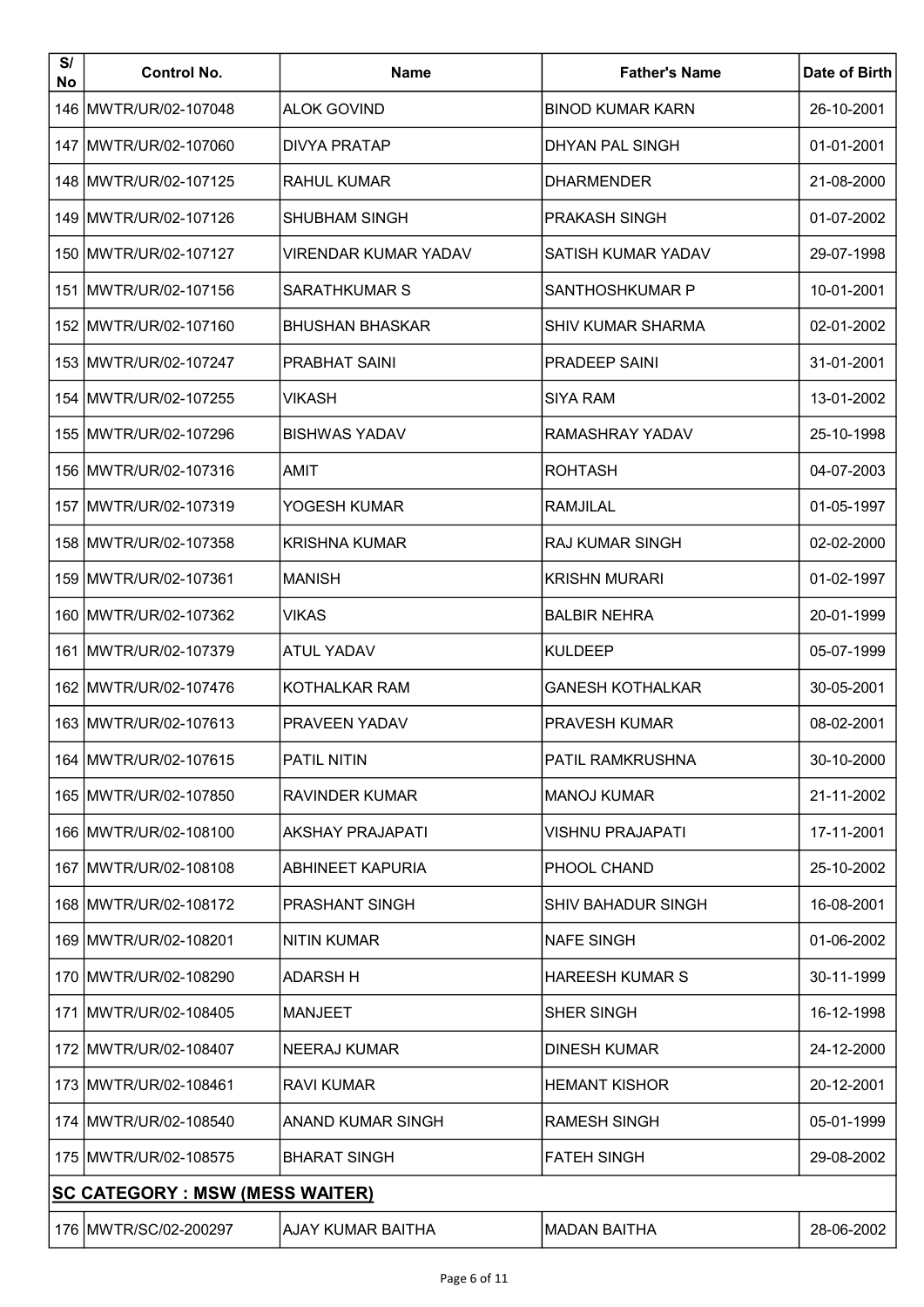| S/ No | Control No. | Name | Father's Name | Date of Birth |
|---|---|---|---|---|
| 146 | MWTR/UR/02-107048 | ALOK GOVIND | BINOD KUMAR KARN | 26-10-2001 |
| 147 | MWTR/UR/02-107060 | DIVYA PRATAP | DHYAN PAL SINGH | 01-01-2001 |
| 148 | MWTR/UR/02-107125 | RAHUL KUMAR | DHARMENDER | 21-08-2000 |
| 149 | MWTR/UR/02-107126 | SHUBHAM SINGH | PRAKASH SINGH | 01-07-2002 |
| 150 | MWTR/UR/02-107127 | VIRENDAR KUMAR YADAV | SATISH KUMAR YADAV | 29-07-1998 |
| 151 | MWTR/UR/02-107156 | SARATHKUMAR S | SANTHOSHKUMAR P | 10-01-2001 |
| 152 | MWTR/UR/02-107160 | BHUSHAN BHASKAR | SHIV KUMAR SHARMA | 02-01-2002 |
| 153 | MWTR/UR/02-107247 | PRABHAT SAINI | PRADEEP SAINI | 31-01-2001 |
| 154 | MWTR/UR/02-107255 | VIKASH | SIYA RAM | 13-01-2002 |
| 155 | MWTR/UR/02-107296 | BISHWAS YADAV | RAMASHRAY YADAV | 25-10-1998 |
| 156 | MWTR/UR/02-107316 | AMIT | ROHTASH | 04-07-2003 |
| 157 | MWTR/UR/02-107319 | YOGESH KUMAR | RAMJILAL | 01-05-1997 |
| 158 | MWTR/UR/02-107358 | KRISHNA KUMAR | RAJ KUMAR SINGH | 02-02-2000 |
| 159 | MWTR/UR/02-107361 | MANISH | KRISHN MURARI | 01-02-1997 |
| 160 | MWTR/UR/02-107362 | VIKAS | BALBIR NEHRA | 20-01-1999 |
| 161 | MWTR/UR/02-107379 | ATUL YADAV | KULDEEP | 05-07-1999 |
| 162 | MWTR/UR/02-107476 | KOTHALKAR RAM | GANESH KOTHALKAR | 30-05-2001 |
| 163 | MWTR/UR/02-107613 | PRAVEEN YADAV | PRAVESH KUMAR | 08-02-2001 |
| 164 | MWTR/UR/02-107615 | PATIL NITIN | PATIL RAMKRUSHNA | 30-10-2000 |
| 165 | MWTR/UR/02-107850 | RAVINDER KUMAR | MANOJ KUMAR | 21-11-2002 |
| 166 | MWTR/UR/02-108100 | AKSHAY PRAJAPATI | VISHNU PRAJAPATI | 17-11-2001 |
| 167 | MWTR/UR/02-108108 | ABHINEET KAPURIA | PHOOL CHAND | 25-10-2002 |
| 168 | MWTR/UR/02-108172 | PRASHANT SINGH | SHIV BAHADUR SINGH | 16-08-2001 |
| 169 | MWTR/UR/02-108201 | NITIN KUMAR | NAFE SINGH | 01-06-2002 |
| 170 | MWTR/UR/02-108290 | ADARSH H | HAREESH KUMAR S | 30-11-1999 |
| 171 | MWTR/UR/02-108405 | MANJEET | SHER SINGH | 16-12-1998 |
| 172 | MWTR/UR/02-108407 | NEERAJ KUMAR | DINESH KUMAR | 24-12-2000 |
| 173 | MWTR/UR/02-108461 | RAVI KUMAR | HEMANT KISHOR | 20-12-2001 |
| 174 | MWTR/UR/02-108540 | ANAND KUMAR SINGH | RAMESH SINGH | 05-01-1999 |
| 175 | MWTR/UR/02-108575 | BHARAT SINGH | FATEH SINGH | 29-08-2002 |
| **SC CATEGORY : MSW (MESS WAITER)** | | | | |
| 176 | MWTR/SC/02-200297 | AJAY KUMAR BAITHA | MADAN BAITHA | 28-06-2002 |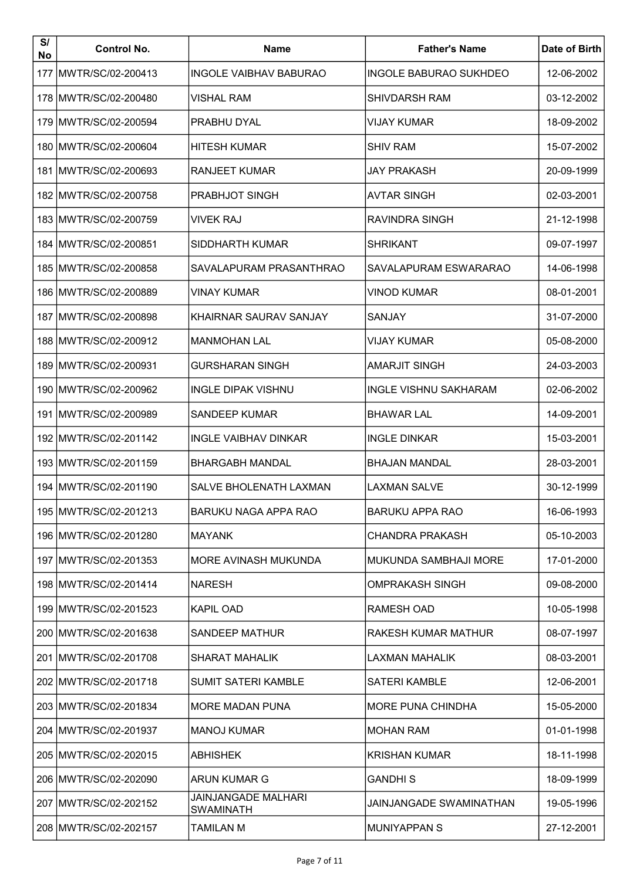| S/ No | Control No. | Name | Father's Name | Date of Birth |
|---|---|---|---|---|
| 177 | MWTR/SC/02-200413 | INGOLE VAIBHAV BABURAO | INGOLE BABURAO SUKHDEO | 12-06-2002 |
| 178 | MWTR/SC/02-200480 | VISHAL RAM | SHIVDARSH RAM | 03-12-2002 |
| 179 | MWTR/SC/02-200594 | PRABHU DYAL | VIJAY KUMAR | 18-09-2002 |
| 180 | MWTR/SC/02-200604 | HITESH KUMAR | SHIV RAM | 15-07-2002 |
| 181 | MWTR/SC/02-200693 | RANJEET KUMAR | JAY PRAKASH | 20-09-1999 |
| 182 | MWTR/SC/02-200758 | PRABHJOT SINGH | AVTAR SINGH | 02-03-2001 |
| 183 | MWTR/SC/02-200759 | VIVEK RAJ | RAVINDRA SINGH | 21-12-1998 |
| 184 | MWTR/SC/02-200851 | SIDDHARTH KUMAR | SHRIKANT | 09-07-1997 |
| 185 | MWTR/SC/02-200858 | SAVALAPURAM PRASANTHRAO | SAVALAPURAM ESWARARAO | 14-06-1998 |
| 186 | MWTR/SC/02-200889 | VINAY KUMAR | VINOD KUMAR | 08-01-2001 |
| 187 | MWTR/SC/02-200898 | KHAIRNAR SAURAV SANJAY | SANJAY | 31-07-2000 |
| 188 | MWTR/SC/02-200912 | MANMOHAN LAL | VIJAY KUMAR | 05-08-2000 |
| 189 | MWTR/SC/02-200931 | GURSHARAN SINGH | AMARJIT SINGH | 24-03-2003 |
| 190 | MWTR/SC/02-200962 | INGLE DIPAK VISHNU | INGLE VISHNU SAKHARAM | 02-06-2002 |
| 191 | MWTR/SC/02-200989 | SANDEEP KUMAR | BHAWAR LAL | 14-09-2001 |
| 192 | MWTR/SC/02-201142 | INGLE VAIBHAV DINKAR | INGLE DINKAR | 15-03-2001 |
| 193 | MWTR/SC/02-201159 | BHARGABH MANDAL | BHAJAN MANDAL | 28-03-2001 |
| 194 | MWTR/SC/02-201190 | SALVE BHOLENATH LAXMAN | LAXMAN SALVE | 30-12-1999 |
| 195 | MWTR/SC/02-201213 | BARUKU NAGA APPA RAO | BARUKU APPA RAO | 16-06-1993 |
| 196 | MWTR/SC/02-201280 | MAYANK | CHANDRA PRAKASH | 05-10-2003 |
| 197 | MWTR/SC/02-201353 | MORE AVINASH MUKUNDA | MUKUNDA SAMBHAJI MORE | 17-01-2000 |
| 198 | MWTR/SC/02-201414 | NARESH | OMPRAKASH SINGH | 09-08-2000 |
| 199 | MWTR/SC/02-201523 | KAPIL OAD | RAMESH OAD | 10-05-1998 |
| 200 | MWTR/SC/02-201638 | SANDEEP MATHUR | RAKESH KUMAR MATHUR | 08-07-1997 |
| 201 | MWTR/SC/02-201708 | SHARAT MAHALIK | LAXMAN MAHALIK | 08-03-2001 |
| 202 | MWTR/SC/02-201718 | SUMIT SATERI KAMBLE | SATERI KAMBLE | 12-06-2001 |
| 203 | MWTR/SC/02-201834 | MORE MADAN PUNA | MORE PUNA CHINDHA | 15-05-2000 |
| 204 | MWTR/SC/02-201937 | MANOJ KUMAR | MOHAN RAM | 01-01-1998 |
| 205 | MWTR/SC/02-202015 | ABHISHEK | KRISHAN KUMAR | 18-11-1998 |
| 206 | MWTR/SC/02-202090 | ARUN KUMAR G | GANDHI S | 18-09-1999 |
| 207 | MWTR/SC/02-202152 | JAINJANGADE MALHARI SWAMINATH | JAINJANGADE SWAMINATHAN | 19-05-1996 |
| 208 | MWTR/SC/02-202157 | TAMILAN M | MUNIYAPPAN S | 27-12-2001 |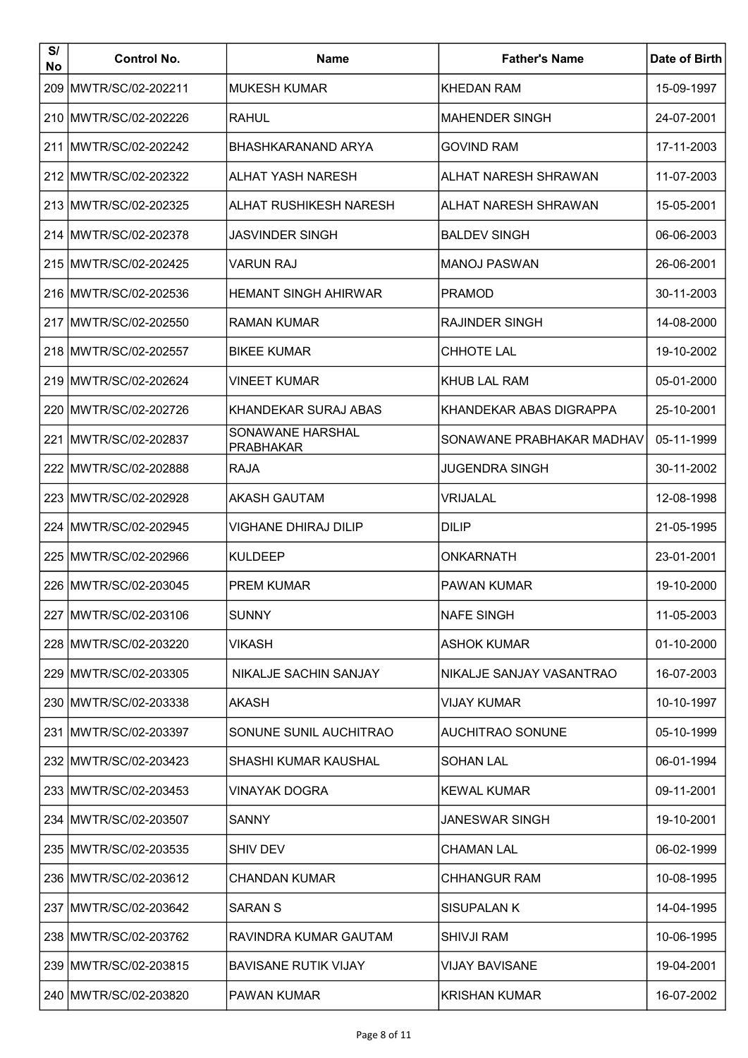| S/ No | Control No. | Name | Father's Name | Date of Birth |
|---|---|---|---|---|
| 209 | MWTR/SC/02-202211 | MUKESH KUMAR | KHEDAN RAM | 15-09-1997 |
| 210 | MWTR/SC/02-202226 | RAHUL | MAHENDER SINGH | 24-07-2001 |
| 211 | MWTR/SC/02-202242 | BHASHKARANAND ARYA | GOVIND RAM | 17-11-2003 |
| 212 | MWTR/SC/02-202322 | ALHAT YASH NARESH | ALHAT NARESH SHRAWAN | 11-07-2003 |
| 213 | MWTR/SC/02-202325 | ALHAT RUSHIKESH NARESH | ALHAT NARESH SHRAWAN | 15-05-2001 |
| 214 | MWTR/SC/02-202378 | JASVINDER SINGH | BALDEV SINGH | 06-06-2003 |
| 215 | MWTR/SC/02-202425 | VARUN RAJ | MANOJ PASWAN | 26-06-2001 |
| 216 | MWTR/SC/02-202536 | HEMANT SINGH AHIRWAR | PRAMOD | 30-11-2003 |
| 217 | MWTR/SC/02-202550 | RAMAN KUMAR | RAJINDER SINGH | 14-08-2000 |
| 218 | MWTR/SC/02-202557 | BIKEE KUMAR | CHHOTE LAL | 19-10-2002 |
| 219 | MWTR/SC/02-202624 | VINEET KUMAR | KHUB LAL RAM | 05-01-2000 |
| 220 | MWTR/SC/02-202726 | KHANDEKAR SURAJ ABAS | KHANDEKAR ABAS DIGRAPPA | 25-10-2001 |
| 221 | MWTR/SC/02-202837 | SONAWANE HARSHAL PRABHAKAR | SONAWANE PRABHAKAR MADHAV | 05-11-1999 |
| 222 | MWTR/SC/02-202888 | RAJA | JUGENDRA SINGH | 30-11-2002 |
| 223 | MWTR/SC/02-202928 | AKASH GAUTAM | VRIJALAL | 12-08-1998 |
| 224 | MWTR/SC/02-202945 | VIGHANE DHIRAJ DILIP | DILIP | 21-05-1995 |
| 225 | MWTR/SC/02-202966 | KULDEEP | ONKARNATH | 23-01-2001 |
| 226 | MWTR/SC/02-203045 | PREM KUMAR | PAWAN KUMAR | 19-10-2000 |
| 227 | MWTR/SC/02-203106 | SUNNY | NAFE SINGH | 11-05-2003 |
| 228 | MWTR/SC/02-203220 | VIKASH | ASHOK KUMAR | 01-10-2000 |
| 229 | MWTR/SC/02-203305 | NIKALJE SACHIN SANJAY | NIKALJE SANJAY VASANTRAO | 16-07-2003 |
| 230 | MWTR/SC/02-203338 | AKASH | VIJAY KUMAR | 10-10-1997 |
| 231 | MWTR/SC/02-203397 | SONUNE SUNIL AUCHITRAO | AUCHITRAO SONUNE | 05-10-1999 |
| 232 | MWTR/SC/02-203423 | SHASHI KUMAR KAUSHAL | SOHAN LAL | 06-01-1994 |
| 233 | MWTR/SC/02-203453 | VINAYAK DOGRA | KEWAL KUMAR | 09-11-2001 |
| 234 | MWTR/SC/02-203507 | SANNY | JANESWAR SINGH | 19-10-2001 |
| 235 | MWTR/SC/02-203535 | SHIV DEV | CHAMAN LAL | 06-02-1999 |
| 236 | MWTR/SC/02-203612 | CHANDAN KUMAR | CHHANGUR RAM | 10-08-1995 |
| 237 | MWTR/SC/02-203642 | SARAN S | SISUPALAN K | 14-04-1995 |
| 238 | MWTR/SC/02-203762 | RAVINDRA KUMAR GAUTAM | SHIVJI RAM | 10-06-1995 |
| 239 | MWTR/SC/02-203815 | BAVISANE RUTIK VIJAY | VIJAY BAVISANE | 19-04-2001 |
| 240 | MWTR/SC/02-203820 | PAWAN KUMAR | KRISHAN KUMAR | 16-07-2002 |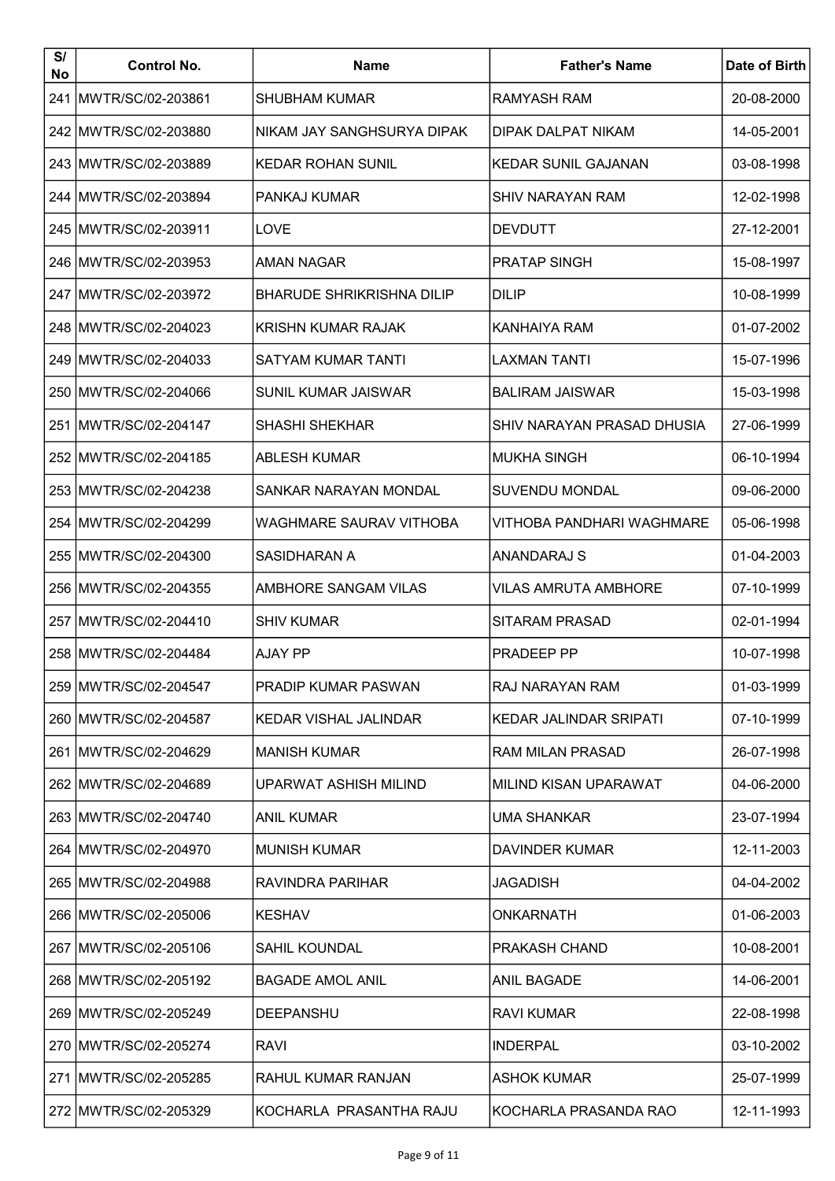| S/ No | Control No. | Name | Father's Name | Date of Birth |
|---|---|---|---|---|
| 241 | MWTR/SC/02-203861 | SHUBHAM KUMAR | RAMYASH RAM | 20-08-2000 |
| 242 | MWTR/SC/02-203880 | NIKAM JAY SANGHSURYA DIPAK | DIPAK DALPAT NIKAM | 14-05-2001 |
| 243 | MWTR/SC/02-203889 | KEDAR ROHAN SUNIL | KEDAR SUNIL GAJANAN | 03-08-1998 |
| 244 | MWTR/SC/02-203894 | PANKAJ KUMAR | SHIV NARAYAN RAM | 12-02-1998 |
| 245 | MWTR/SC/02-203911 | LOVE | DEVDUTT | 27-12-2001 |
| 246 | MWTR/SC/02-203953 | AMAN NAGAR | PRATAP SINGH | 15-08-1997 |
| 247 | MWTR/SC/02-203972 | BHARUDE SHRIKRISHNA DILIP | DILIP | 10-08-1999 |
| 248 | MWTR/SC/02-204023 | KRISHN KUMAR RAJAK | KANHAIYA RAM | 01-07-2002 |
| 249 | MWTR/SC/02-204033 | SATYAM KUMAR TANTI | LAXMAN TANTI | 15-07-1996 |
| 250 | MWTR/SC/02-204066 | SUNIL KUMAR JAISWAR | BALIRAM JAISWAR | 15-03-1998 |
| 251 | MWTR/SC/02-204147 | SHASHI SHEKHAR | SHIV NARAYAN PRASAD DHUSIA | 27-06-1999 |
| 252 | MWTR/SC/02-204185 | ABLESH KUMAR | MUKHA SINGH | 06-10-1994 |
| 253 | MWTR/SC/02-204238 | SANKAR NARAYAN MONDAL | SUVENDU MONDAL | 09-06-2000 |
| 254 | MWTR/SC/02-204299 | WAGHMARE SAURAV VITHOBA | VITHOBA PANDHARI WAGHMARE | 05-06-1998 |
| 255 | MWTR/SC/02-204300 | SASIDHARAN A | ANANDARAJ S | 01-04-2003 |
| 256 | MWTR/SC/02-204355 | AMBHORE SANGAM VILAS | VILAS AMRUTA AMBHORE | 07-10-1999 |
| 257 | MWTR/SC/02-204410 | SHIV KUMAR | SITARAM PRASAD | 02-01-1994 |
| 258 | MWTR/SC/02-204484 | AJAY PP | PRADEEP PP | 10-07-1998 |
| 259 | MWTR/SC/02-204547 | PRADIP KUMAR PASWAN | RAJ NARAYAN RAM | 01-03-1999 |
| 260 | MWTR/SC/02-204587 | KEDAR VISHAL JALINDAR | KEDAR JALINDAR SRIPATI | 07-10-1999 |
| 261 | MWTR/SC/02-204629 | MANISH KUMAR | RAM MILAN PRASAD | 26-07-1998 |
| 262 | MWTR/SC/02-204689 | UPARWAT ASHISH MILIND | MILIND KISAN UPARAWAT | 04-06-2000 |
| 263 | MWTR/SC/02-204740 | ANIL KUMAR | UMA SHANKAR | 23-07-1994 |
| 264 | MWTR/SC/02-204970 | MUNISH KUMAR | DAVINDER KUMAR | 12-11-2003 |
| 265 | MWTR/SC/02-204988 | RAVINDRA PARIHAR | JAGADISH | 04-04-2002 |
| 266 | MWTR/SC/02-205006 | KESHAV | ONKARNATH | 01-06-2003 |
| 267 | MWTR/SC/02-205106 | SAHIL KOUNDAL | PRAKASH CHAND | 10-08-2001 |
| 268 | MWTR/SC/02-205192 | BAGADE AMOL ANIL | ANIL BAGADE | 14-06-2001 |
| 269 | MWTR/SC/02-205249 | DEEPANSHU | RAVI KUMAR | 22-08-1998 |
| 270 | MWTR/SC/02-205274 | RAVI | INDERPAL | 03-10-2002 |
| 271 | MWTR/SC/02-205285 | RAHUL KUMAR RANJAN | ASHOK KUMAR | 25-07-1999 |
| 272 | MWTR/SC/02-205329 | KOCHARLA PRASANTHA RAJU | KOCHARLA PRASANDA RAO | 12-11-1993 |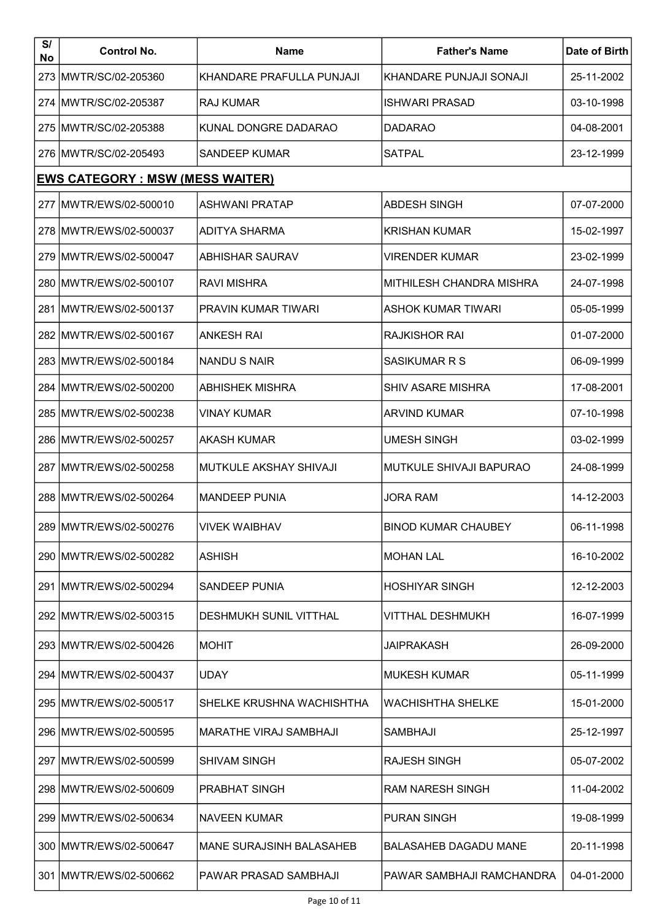| S/ No | Control No. | Name | Father's Name | Date of Birth |
|---|---|---|---|---|
| 273 | MWTR/SC/02-205360 | KHANDARE PRAFULLA PUNJAJI | KHANDARE PUNJAJI SONAJI | 25-11-2002 |
| 274 | MWTR/SC/02-205387 | RAJ KUMAR | ISHWARI PRASAD | 03-10-1998 |
| 275 | MWTR/SC/02-205388 | KUNAL DONGRE DADARAO | DADARAO | 04-08-2001 |
| 276 | MWTR/SC/02-205493 | SANDEEP KUMAR | SATPAL | 23-12-1999 |
| **EWS CATEGORY : MSW (MESS WAITER)** | | | | |
| 277 | MWTR/EWS/02-500010 | ASHWANI PRATAP | ABDESH SINGH | 07-07-2000 |
| 278 | MWTR/EWS/02-500037 | ADITYA SHARMA | KRISHAN KUMAR | 15-02-1997 |
| 279 | MWTR/EWS/02-500047 | ABHISHAR SAURAV | VIRENDER KUMAR | 23-02-1999 |
| 280 | MWTR/EWS/02-500107 | RAVI MISHRA | MITHILESH CHANDRA MISHRA | 24-07-1998 |
| 281 | MWTR/EWS/02-500137 | PRAVIN KUMAR TIWARI | ASHOK KUMAR TIWARI | 05-05-1999 |
| 282 | MWTR/EWS/02-500167 | ANKESH RAI | RAJKISHOR RAI | 01-07-2000 |
| 283 | MWTR/EWS/02-500184 | NANDU S NAIR | SASIKUMAR R S | 06-09-1999 |
| 284 | MWTR/EWS/02-500200 | ABHISHEK MISHRA | SHIV ASARE MISHRA | 17-08-2001 |
| 285 | MWTR/EWS/02-500238 | VINAY KUMAR | ARVIND KUMAR | 07-10-1998 |
| 286 | MWTR/EWS/02-500257 | AKASH KUMAR | UMESH SINGH | 03-02-1999 |
| 287 | MWTR/EWS/02-500258 | MUTKULE AKSHAY SHIVAJI | MUTKULE SHIVAJI BAPURAO | 24-08-1999 |
| 288 | MWTR/EWS/02-500264 | MANDEEP PUNIA | JORA RAM | 14-12-2003 |
| 289 | MWTR/EWS/02-500276 | VIVEK WAIBHAV | BINOD KUMAR CHAUBEY | 06-11-1998 |
| 290 | MWTR/EWS/02-500282 | ASHISH | MOHAN LAL | 16-10-2002 |
| 291 | MWTR/EWS/02-500294 | SANDEEP PUNIA | HOSHIYAR SINGH | 12-12-2003 |
| 292 | MWTR/EWS/02-500315 | DESHMUKH SUNIL VITTHAL | VITTHAL DESHMUKH | 16-07-1999 |
| 293 | MWTR/EWS/02-500426 | MOHIT | JAIPRAKASH | 26-09-2000 |
| 294 | MWTR/EWS/02-500437 | UDAY | MUKESH KUMAR | 05-11-1999 |
| 295 | MWTR/EWS/02-500517 | SHELKE KRUSHNA WACHISHTHA | WACHISHTHA SHELKE | 15-01-2000 |
| 296 | MWTR/EWS/02-500595 | MARATHE VIRAJ SAMBHAJI | SAMBHAJI | 25-12-1997 |
| 297 | MWTR/EWS/02-500599 | SHIVAM SINGH | RAJESH SINGH | 05-07-2002 |
| 298 | MWTR/EWS/02-500609 | PRABHAT SINGH | RAM NARESH SINGH | 11-04-2002 |
| 299 | MWTR/EWS/02-500634 | NAVEEN KUMAR | PURAN SINGH | 19-08-1999 |
| 300 | MWTR/EWS/02-500647 | MANE SURAJSINH BALASAHEB | BALASAHEB DAGADU MANE | 20-11-1998 |
| 301 | MWTR/EWS/02-500662 | PAWAR PRASAD SAMBHAJI | PAWAR SAMBHAJI RAMCHANDRA | 04-01-2000 |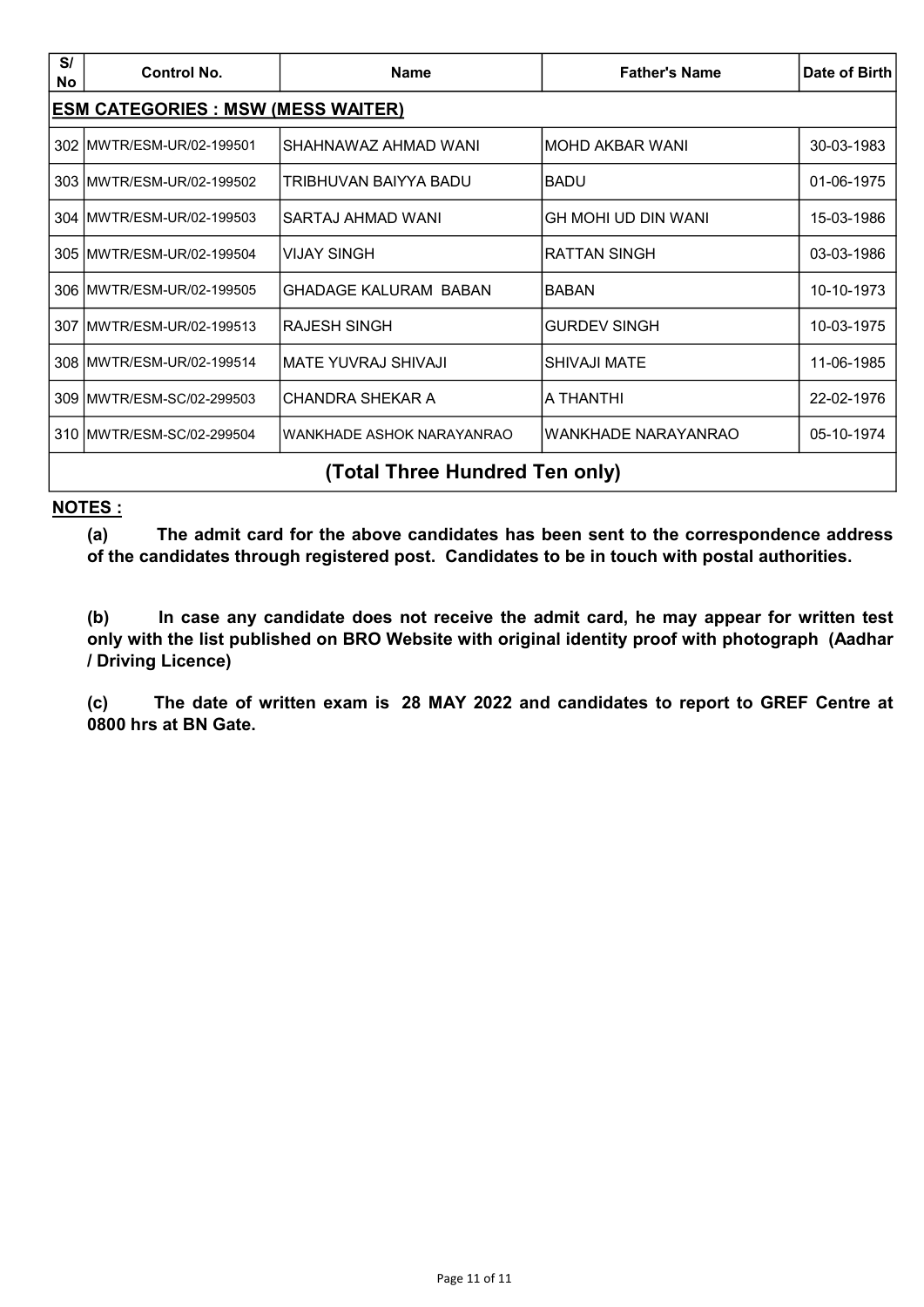| S/ No | Control No. | Name | Father's Name | Date of Birth |
|---|---|---|---|---|
| **ESM CATEGORIES : MSW (MESS WAITER)** | | | | |
| 302 | MWTR/ESM-UR/02-199501 | SHAHNAWAZ AHMAD WANI | MOHD AKBAR WANI | 30-03-1983 |
| 303 | MWTR/ESM-UR/02-199502 | TRIBHUVAN BAIYYA BADU | BADU | 01-06-1975 |
| 304 | MWTR/ESM-UR/02-199503 | SARTAJ AHMAD WANI | GH MOHI UD DIN WANI | 15-03-1986 |
| 305 | MWTR/ESM-UR/02-199504 | VIJAY SINGH | RATTAN SINGH | 03-03-1986 |
| 306 | MWTR/ESM-UR/02-199505 | GHADAGE KALURAM BABAN | BABAN | 10-10-1973 |
| 307 | MWTR/ESM-UR/02-199513 | RAJESH SINGH | GURDEV SINGH | 10-03-1975 |
| 308 | MWTR/ESM-UR/02-199514 | MATE YUVRAJ SHIVAJI | SHIVAJI MATE | 11-06-1985 |
| 309 | MWTR/ESM-SC/02-299503 | CHANDRA SHEKAR A | A THANTHI | 22-02-1976 |
| 310 | MWTR/ESM-SC/02-299504 | WANKHADE ASHOK NARAYANRAO | WANKHADE NARAYANRAO | 05-10-1974 |
| **(Total Three Hundred Ten only)** | | | | |

**NOTES :**

**(a) The admit card for the above candidates has been sent to the correspondence address of the candidates through registered post. Candidates to be in touch with postal authorities.**

**(b) In case any candidate does not receive the admit card, he may appear for written test only with the list published on BRO Website with original identity proof with photograph (Aadhar / Driving Licence)**

**(c) The date of written exam is 28 MAY 2022 and candidates to report to GREF Centre at 0800 hrs at BN Gate.**